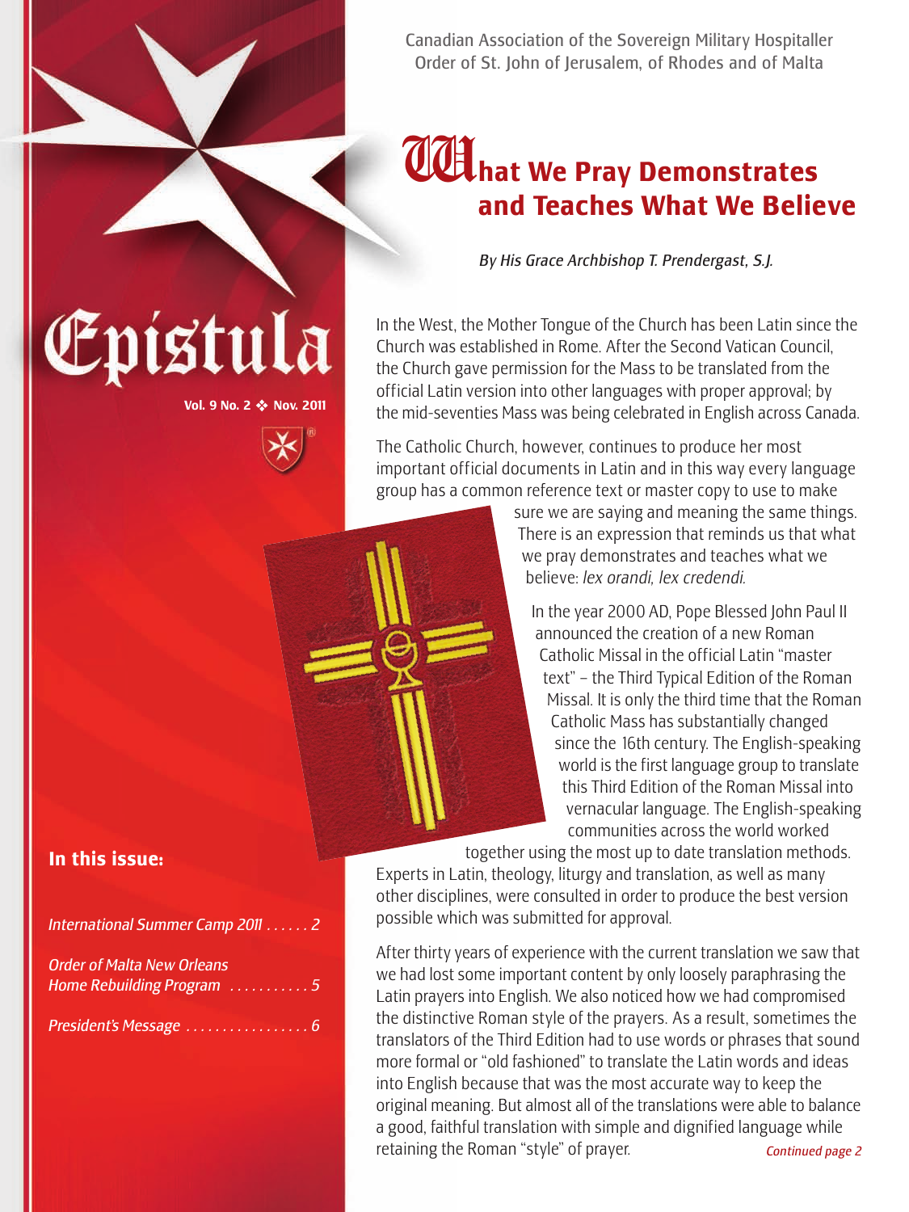Canadian Association of the Sovereign Military Hospitaller Order of St. John of Jerusalem, of Rhodes and of Malta

# Epistula

**Vol. 9 No. 2 ❖ Nov. 2011**

# What We Pray Demonstrates and Teaches What We Believe

*By His Grace Archbishop T. Prendergast, S.J.*

In the West, the Mother Tongue of the Church has been Latin since the Church was established in Rome. After the Second Vatican Council, the Church gave permission for the Mass to be translated from the official Latin version into other languages with proper approval; by the mid-seventies Mass was being celebrated in English across Canada.

The Catholic Church, however, continues to produce her most important official documents in Latin and in this way every language group has a common reference text or master copy to use to make sure we are saying and meaning the same things. There is an expression that reminds us that what we pray demonstrates and teaches what we believe: *lex orandi, lex credendi.*

In the year 2000 AD, Pope Blessed John Paul II announced the creation of a new Roman Catholic Missal in the official Latin "master text" – the Third Typical Edition of the Roman Missal. It is only the third time that the Roman Catholic Mass has substantially changed since the 16th century. The English-speaking world is the first language group to translate this Third Edition of the Roman Missal into vernacular language. The English-speaking communities across the world worked together using the most up to date translation methods. Experts in Latin, theology, liturgy and translation, as well as many other disciplines, were consulted in order to produce the best version possible which was submitted for approval.

After thirty years of experience with the current translation we saw that we had lost some important content by only loosely paraphrasing the Latin prayers into English. We also noticed how we had compromised the distinctive Roman style of the prayers. As a result, sometimes the translators of the Third Edition had to use words or phrases that sound more formal or "old fashioned" to translate the Latin words and ideas into English because that was the most accurate way to keep the original meaning. But almost all of the translations were able to balance a good, faithful translation with simple and dignified language while retaining the Roman "style" of prayer.

*Continued page 2*

## In this issue:

- *International Summer Camp 2011 . . . . . . 2*
- *Order of Malta New Orleans Home Rebuilding Program . . . . . . . . . . . 5*
- *President's Message . . . . . . . . . . . . . . . . . 6*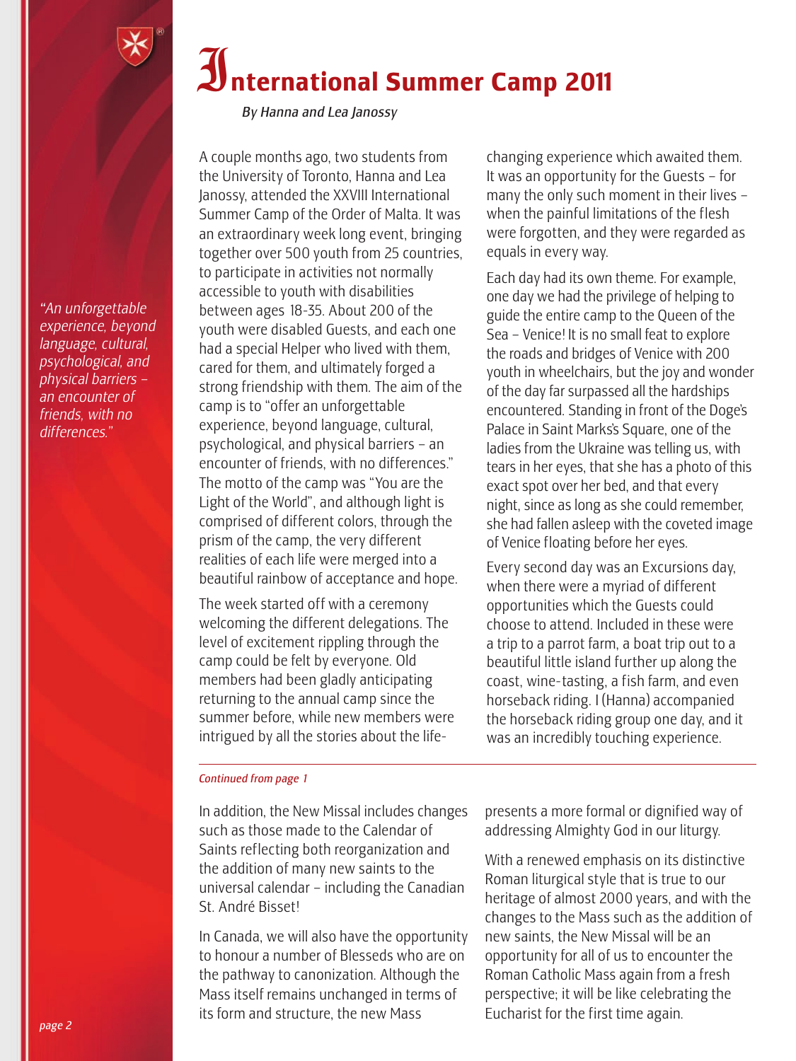# International Summer Camp 2011

*By Hanna and Lea Janossy*

*"An unforgettable experience, beyond language, cultural, psychological, and physical barriers – an encounter of friends, with no differences."*

A couple months ago, two students from the University of Toronto, Hanna and Lea Janossy, attended the XXVIII International Summer Camp of the Order of Malta. It was an extraordinary week long event, bringing together over 500 youth from 25 countries, to participate in activities not normally accessible to youth with disabilities between ages 18-35. About 200 of the youth were disabled Guests, and each one had a special Helper who lived with them, cared for them, and ultimately forged a strong friendship with them. The aim of the camp is to "offer an unforgettable experience, beyond language, cultural, psychological, and physical barriers – an encounter of friends, with no differences." The motto of the camp was "You are the Light of the World", and although light is comprised of different colors, through the prism of the camp, the very different realities of each life were merged into a beautiful rainbow of acceptance and hope.

The week started off with a ceremony welcoming the different delegations. The level of excitement rippling through the camp could be felt by everyone. Old members had been gladly anticipating returning to the annual camp since the summer before, while new members were intrigued by all the stories about the life-changing experience which awaited them. It was an opportunity for the Guests – for many the only such moment in their lives – when the painful limitations of the flesh were forgotten, and they were regarded as equals in every way.

Each day had its own theme. For example, one day we had the privilege of helping to guide the entire camp to the Queen of the Sea – Venice! It is no small feat to explore the roads and bridges of Venice with 200 youth in wheelchairs, but the joy and wonder of the day far surpassed all the hardships encountered. Standing in front of the Doge's Palace in Saint Marks's Square, one of the ladies from the Ukraine was telling us, with tears in her eyes, that she has a photo of this exact spot over her bed, and that every night, since as long as she could remember, she had fallen asleep with the coveted image of Venice floating before her eyes.

Every second day was an Excursions day, when there were a myriad of different opportunities which the Guests could choose to attend. Included in these were a trip to a parrot farm, a boat trip out to a beautiful little island further up along the coast, wine-tasting, a fish farm, and even horseback riding. I (Hanna) accompanied the horseback riding group one day, and it was an incredibly touching experience.

---

*Continued from page 1*

In addition, the New Missal includes changes such as those made to the Calendar of Saints reflecting both reorganization and the addition of many new saints to the universal calendar – including the Canadian St. André Bisset!

In Canada, we will also have the opportunity to honour a number of Blesseds who are on the pathway to canonization. Although the Mass itself remains unchanged in terms of its form and structure, the new Mass presents a more formal or dignified way of addressing Almighty God in our liturgy.

With a renewed emphasis on its distinctive Roman liturgical style that is true to our heritage of almost 2000 years, and with the changes to the Mass such as the addition of new saints, the New Missal will be an opportunity for all of us to encounter the Roman Catholic Mass again from a fresh perspective; it will be like celebrating the Eucharist for the first time again.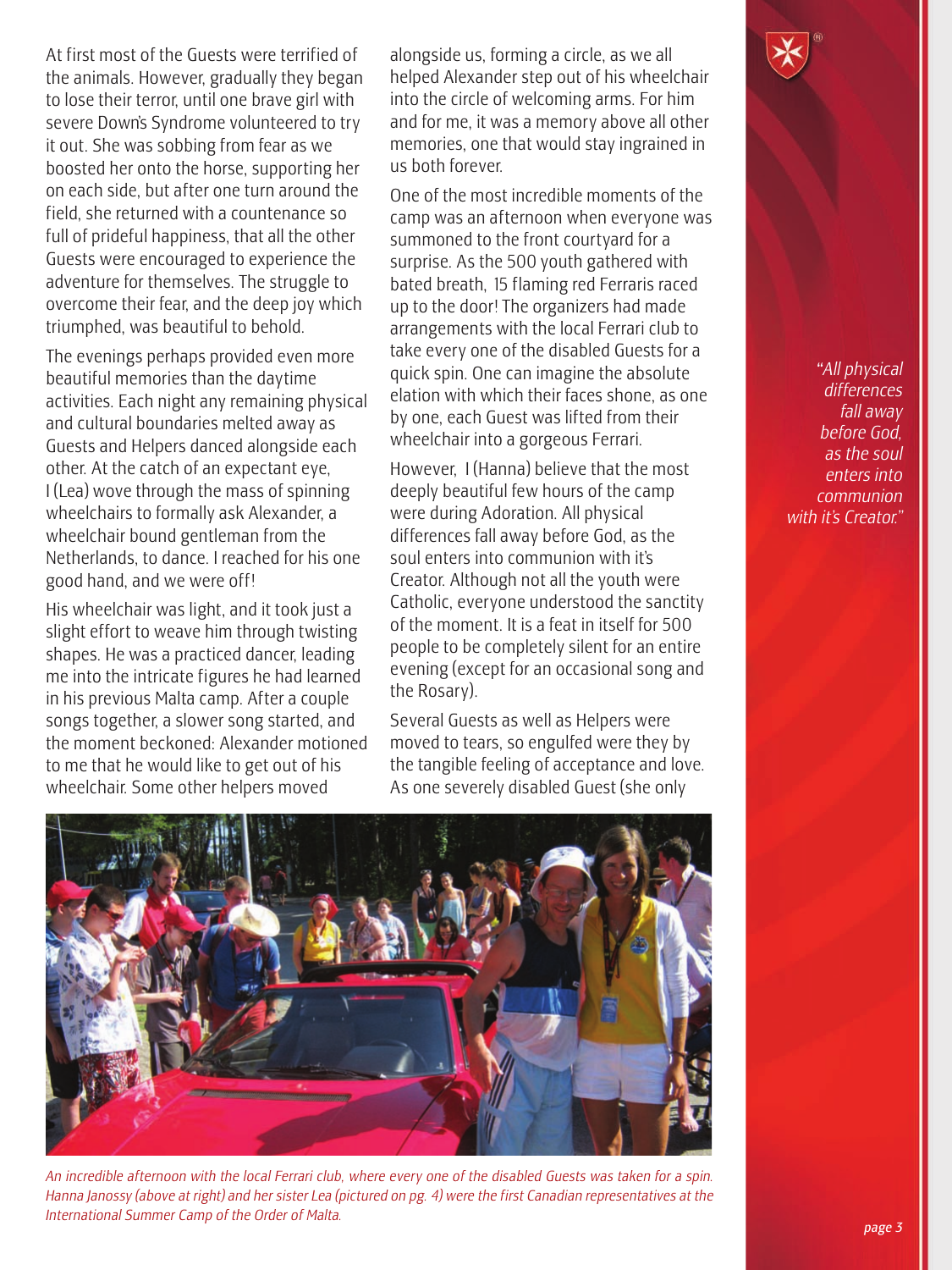At first most of the Guests were terrified of the animals. However, gradually they began to lose their terror, until one brave girl with severe Down's Syndrome volunteered to try it out. She was sobbing from fear as we boosted her onto the horse, supporting her on each side, but after one turn around the field, she returned with a countenance so full of prideful happiness, that all the other Guests were encouraged to experience the adventure for themselves. The struggle to overcome their fear, and the deep joy which triumphed, was beautiful to behold.

The evenings perhaps provided even more beautiful memories than the daytime activities. Each night any remaining physical and cultural boundaries melted away as Guests and Helpers danced alongside each other. At the catch of an expectant eye, I (Lea) wove through the mass of spinning wheelchairs to formally ask Alexander, a wheelchair bound gentleman from the Netherlands, to dance. I reached for his one good hand, and we were off!

His wheelchair was light, and it took just a slight effort to weave him through twisting shapes. He was a practiced dancer, leading me into the intricate figures he had learned in his previous Malta camp. After a couple songs together, a slower song started, and the moment beckoned: Alexander motioned to me that he would like to get out of his wheelchair. Some other helpers moved alongside us, forming a circle, as we all helped Alexander step out of his wheelchair into the circle of welcoming arms. For him and for me, it was a memory above all other memories, one that would stay ingrained in us both forever.

One of the most incredible moments of the camp was an afternoon when everyone was summoned to the front courtyard for a surprise. As the 500 youth gathered with bated breath, 15 flaming red Ferraris raced up to the door! The organizers had made arrangements with the local Ferrari club to take every one of the disabled Guests for a quick spin. One can imagine the absolute elation with which their faces shone, as one by one, each Guest was lifted from their wheelchair into a gorgeous Ferrari.

However, I (Hanna) believe that the most deeply beautiful few hours of the camp were during Adoration. All physical differences fall away before God, as the soul enters into communion with it's Creator. Although not all the youth were Catholic, everyone understood the sanctity of the moment. It is a feat in itself for 500 people to be completely silent for an entire evening (except for an occasional song and the Rosary).

Several Guests as well as Helpers were moved to tears, so engulfed were they by the tangible feeling of acceptance and love. As one severely disabled Guest (she only

*"All physical differences fall away before God, as the soul enters into communion with it's Creator."*

*An incredible afternoon with the local Ferrari club, where every one of the disabled Guests was taken for a spin. Hanna Janossy (above at right) and her sister Lea (pictured on pg. 4) were the first Canadian representatives at the International Summer Camp of the Order of Malta.*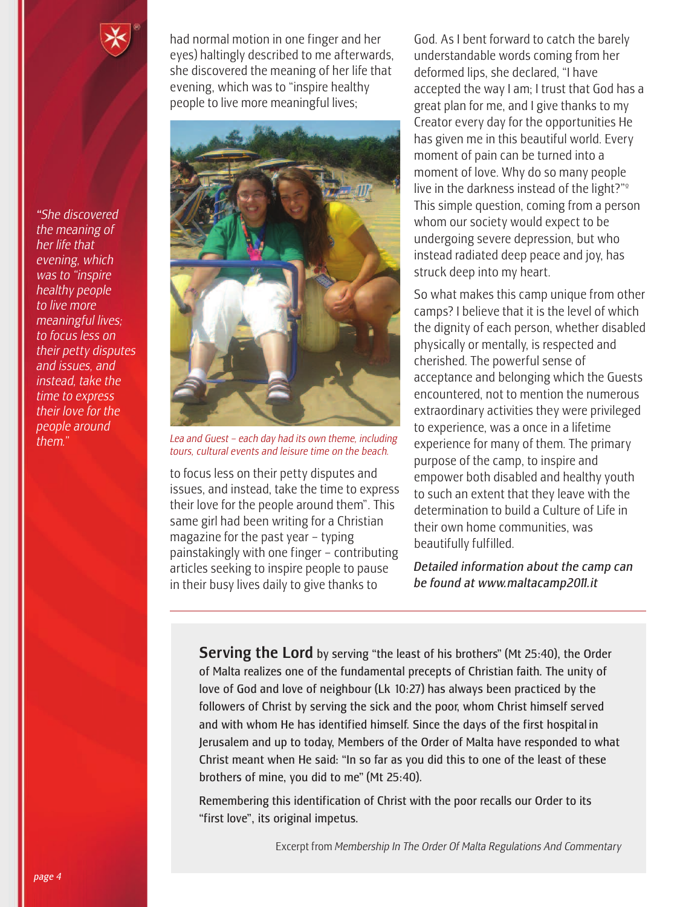had normal motion in one finger and her eyes) haltingly described to me afterwards, she discovered the meaning of her life that evening, which was to "inspire healthy people to live more meaningful lives; to focus less on their petty disputes and issues, and instead, take the time to express their love for the people around them". This same girl had been writing for a Christian magazine for the past year – typing painstakingly with one finger – contributing articles seeking to inspire people to pause in their busy lives daily to give thanks to God. As I bent forward to catch the barely understandable words coming from her deformed lips, she declared, "I have accepted the way I am; I trust that God has a great plan for me, and I give thanks to my Creator every day for the opportunities He has given me in this beautiful world. Every moment of pain can be turned into a moment of love. Why do so many people live in the darkness instead of the light?"[9] This simple question, coming from a person whom our society would expect to be undergoing severe depression, but who instead radiated deep peace and joy, has struck deep into my heart.

*"She discovered the meaning of her life that evening, which was to "inspire healthy people to live more meaningful lives; to focus less on their petty disputes and issues, and instead, take the time to express their love for the people around them."*

*Lea and Guest – each day had its own theme, including tours, cultural events and leisure time on the beach.*

So what makes this camp unique from other camps? I believe that it is the level of which the dignity of each person, whether disabled physically or mentally, is respected and cherished. The powerful sense of acceptance and belonging which the Guests encountered, not to mention the numerous extraordinary activities they were privileged to experience, was a once in a lifetime experience for many of them. The primary purpose of the camp, to inspire and empower both disabled and healthy youth to such an extent that they leave with the determination to build a Culture of Life in their own home communities, was beautifully fulfilled.

*Detailed information about the camp can be found at www.maltacamp2011.it*

---

**Serving the Lord** by serving "the least of his brothers" (Mt 25:40), the Order of Malta realizes one of the fundamental precepts of Christian faith. The unity of love of God and love of neighbour (Lk 10:27) has always been practiced by the followers of Christ by serving the sick and the poor, whom Christ himself served and with whom He has identified himself. Since the days of the first hospital in Jerusalem and up to today, Members of the Order of Malta have responded to what Christ meant when He said: "In so far as you did this to one of the least of these brothers of mine, you did to me" (Mt 25:40).

Remembering this identification of Christ with the poor recalls our Order to its "first love", its original impetus.

Excerpt from *Membership In The Order Of Malta Regulations And Commentary*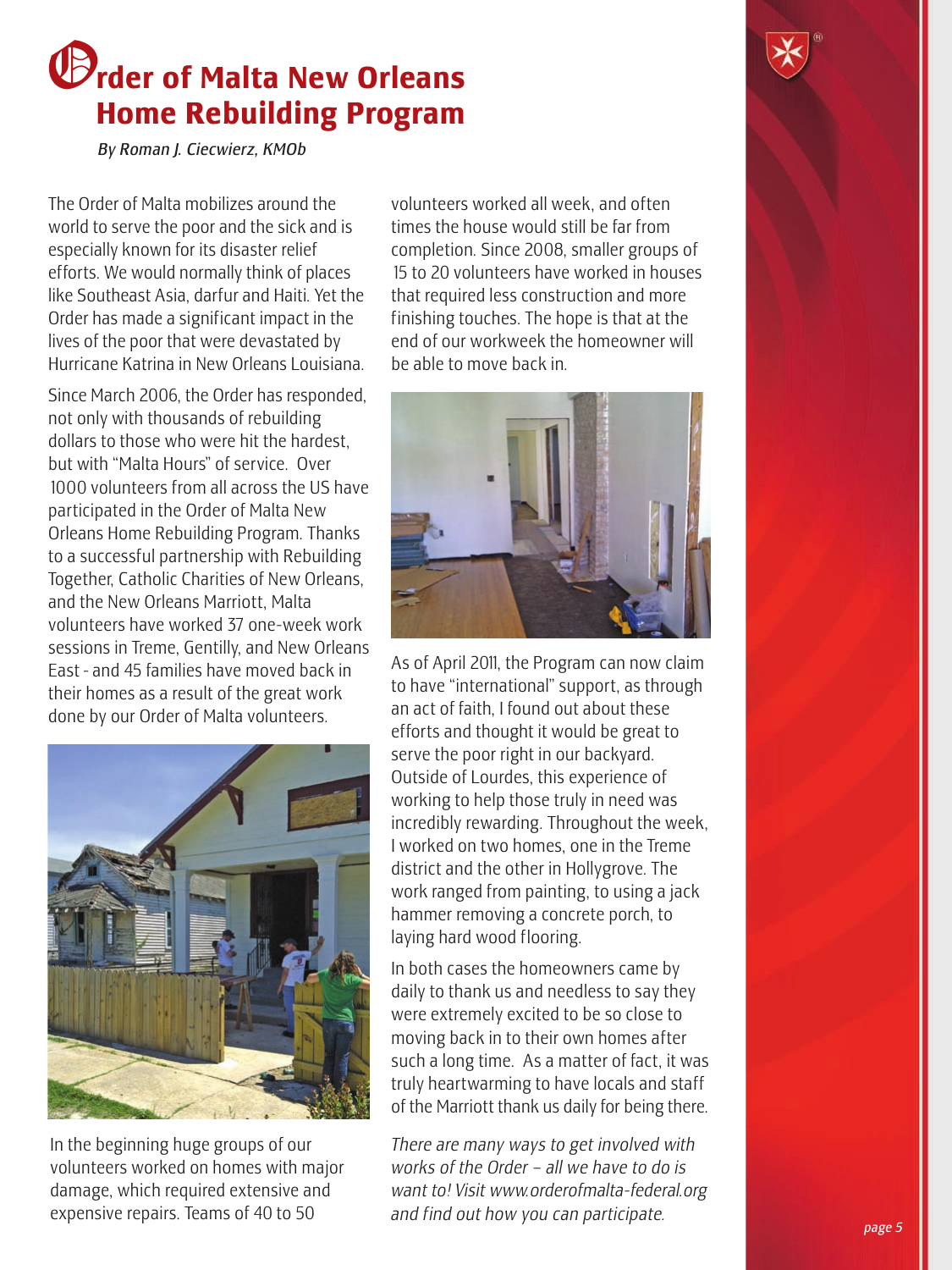# Order of Malta New Orleans Home Rebuilding Program

*By Roman J. Ciecwierz, KMOb*

The Order of Malta mobilizes around the world to serve the poor and the sick and is especially known for its disaster relief efforts. We would normally think of places like Southeast Asia, darfur and Haiti. Yet the Order has made a significant impact in the lives of the poor that were devastated by Hurricane Katrina in New Orleans Louisiana.

Since March 2006, the Order has responded, not only with thousands of rebuilding dollars to those who were hit the hardest, but with "Malta Hours" of service. Over 1000 volunteers from all across the US have participated in the Order of Malta New Orleans Home Rebuilding Program. Thanks to a successful partnership with Rebuilding Together, Catholic Charities of New Orleans, and the New Orleans Marriott, Malta volunteers have worked 37 one-week work sessions in Treme, Gentilly, and New Orleans East - and 45 families have moved back in their homes as a result of the great work done by our Order of Malta volunteers.

In the beginning huge groups of our volunteers worked on homes with major damage, which required extensive and expensive repairs. Teams of 40 to 50 volunteers worked all week, and often times the house would still be far from completion. Since 2008, smaller groups of 15 to 20 volunteers have worked in houses that required less construction and more finishing touches. The hope is that at the end of our workweek the homeowner will be able to move back in.

As of April 2011, the Program can now claim to have "international" support, as through an act of faith, I found out about these efforts and thought it would be great to serve the poor right in our backyard. Outside of Lourdes, this experience of working to help those truly in need was incredibly rewarding. Throughout the week, I worked on two homes, one in the Treme district and the other in Hollygrove. The work ranged from painting, to using a jack hammer removing a concrete porch, to laying hard wood flooring.

In both cases the homeowners came by daily to thank us and needless to say they were extremely excited to be so close to moving back in to their own homes after such a long time. As a matter of fact, it was truly heartwarming to have locals and staff of the Marriott thank us daily for being there.

*There are many ways to get involved with works of the Order – all we have to do is want to! Visit www.orderofmalta-federal.org and find out how you can participate.*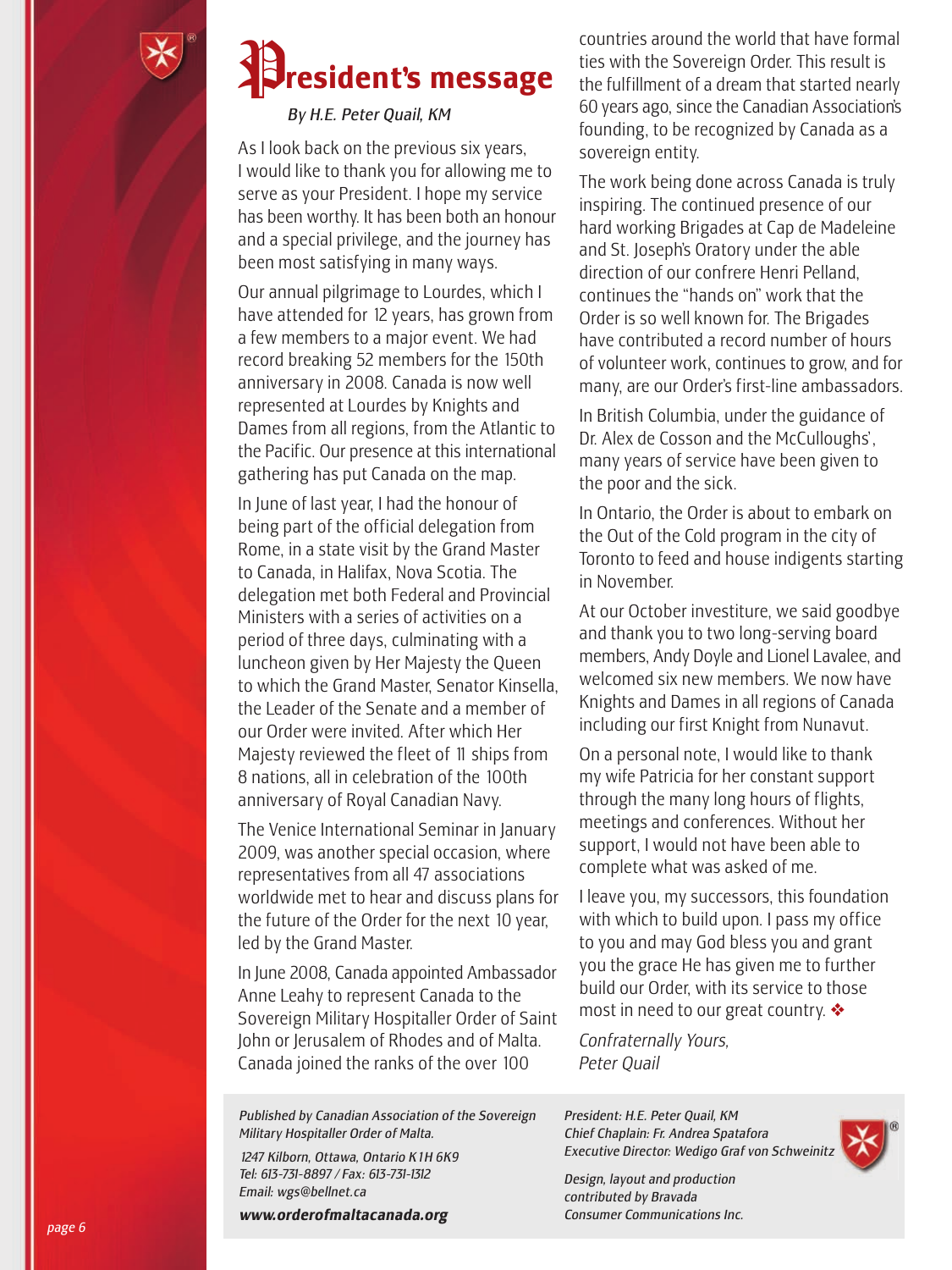# President's message

*By H.E. Peter Quail, KM*

As I look back on the previous six years, I would like to thank you for allowing me to serve as your President. I hope my service has been worthy. It has been both an honour and a special privilege, and the journey has been most satisfying in many ways.

Our annual pilgrimage to Lourdes, which I have attended for 12 years, has grown from a few members to a major event. We had record breaking 52 members for the 150th anniversary in 2008. Canada is now well represented at Lourdes by Knights and Dames from all regions, from the Atlantic to the Pacific. Our presence at this international gathering has put Canada on the map.

In June of last year, I had the honour of being part of the official delegation from Rome, in a state visit by the Grand Master to Canada, in Halifax, Nova Scotia. The delegation met both Federal and Provincial Ministers with a series of activities on a period of three days, culminating with a luncheon given by Her Majesty the Queen to which the Grand Master, Senator Kinsella, the Leader of the Senate and a member of our Order were invited. After which Her Majesty reviewed the fleet of 11 ships from 8 nations, all in celebration of the 100th anniversary of Royal Canadian Navy.

The Venice International Seminar in January 2009, was another special occasion, where representatives from all 47 associations worldwide met to hear and discuss plans for the future of the Order for the next 10 year, led by the Grand Master.

In June 2008, Canada appointed Ambassador Anne Leahy to represent Canada to the Sovereign Military Hospitaller Order of Saint John or Jerusalem of Rhodes and of Malta. Canada joined the ranks of the over 100 countries around the world that have formal ties with the Sovereign Order. This result is the fulfillment of a dream that started nearly 60 years ago, since the Canadian Association's founding, to be recognized by Canada as a sovereign entity.

The work being done across Canada is truly inspiring. The continued presence of our hard working Brigades at Cap de Madeleine and St. Joseph's Oratory under the able direction of our confrere Henri Pelland, continues the "hands on" work that the Order is so well known for. The Brigades have contributed a record number of hours of volunteer work, continues to grow, and for many, are our Order's first-line ambassadors.

In British Columbia, under the guidance of Dr. Alex de Cosson and the McCulloughs', many years of service have been given to the poor and the sick.

In Ontario, the Order is about to embark on the Out of the Cold program in the city of Toronto to feed and house indigents starting in November.

At our October investiture, we said goodbye and thank you to two long-serving board members, Andy Doyle and Lionel Lavalee, and welcomed six new members. We now have Knights and Dames in all regions of Canada including our first Knight from Nunavut.

On a personal note, I would like to thank my wife Patricia for her constant support through the many long hours of flights, meetings and conferences. Without her support, I would not have been able to complete what was asked of me.

I leave you, my successors, this foundation with which to build upon. I pass my office to you and may God bless you and grant you the grace He has given me to further build our Order, with its service to those most in need to our great country. ❖

*Confraternally Yours,*
*Peter Quail*

---

*Published by Canadian Association of the Sovereign Military Hospitaller Order of Malta.*

*1247 Kilborn, Ottawa, Ontario K1H 6K9*
*Tel: 613-731-8897 / Fax: 613-731-1312*
*Email: wgs@bellnet.ca*

***www.orderofmaltacanada.org***

*President: H.E. Peter Quail, KM*
*Chief Chaplain: Fr. Andrea Spatafora*
*Executive Director: Wedigo Graf von Schweinitz*

*Design, layout and production contributed by Bravada Consumer Communications Inc.*